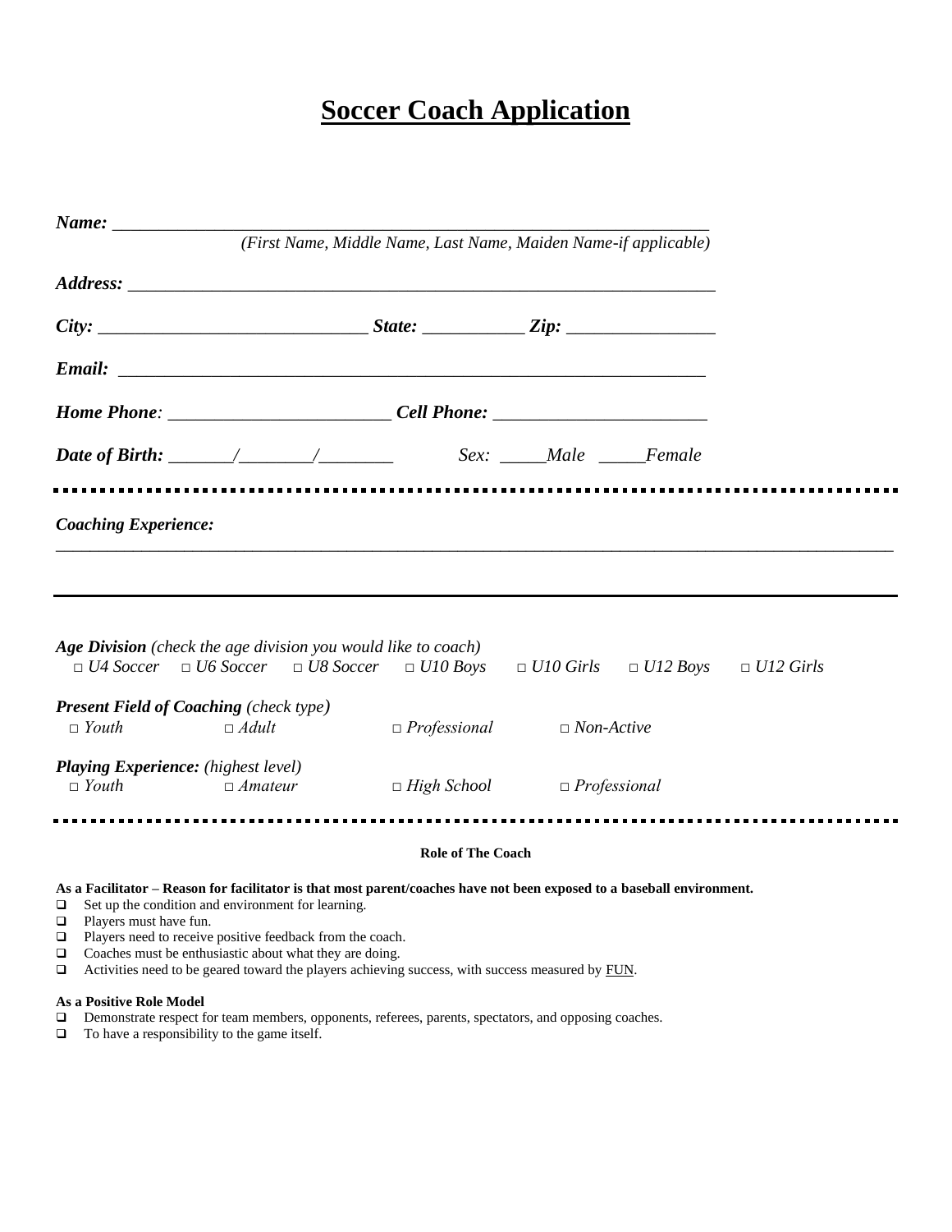# Soccer Coach Application

***Name:*** ___________________________________________________________________

*(First Name, Middle Name, Last Name, Maiden Name-if applicable)*

***Address:*** __________________________________________________________________

***City:*** ____________________________ ***State:*** ___________ ***Zip:*** ________________

***Email:*** ___________________________________________________________________

***Home Phone****:* ________________________ ***Cell Phone:*** _______________________

***Date of Birth:*** _______/________/________ *Sex:* _____*Male* _____*Female*

---

***Coaching Experience:***

_____________________________________________________________________________________

---

***Age Division*** *(check the age division you would like to coach)*

□ *U4 Soccer* □ *U6 Soccer* □ *U8 Soccer* □ *U10 Boys* □ *U10 Girls* □ *U12 Boys* □ *U12 Girls*

***Present Field of Coaching*** *(check type)*

□ *Youth* □ *Adult* □ *Professional* □ *Non-Active*

***Playing Experience:*** *(highest level)*

□ *Youth* □ *Amateur* □ *High School* □ *Professional*

---

**Role of The Coach**

**As a Facilitator – Reason for facilitator is that most parent/coaches have not been exposed to a baseball environment.**

- Set up the condition and environment for learning.
- Players must have fun.
- Players need to receive positive feedback from the coach.
- Coaches must be enthusiastic about what they are doing.
- Activities need to be geared toward the players achieving success, with success measured by FUN.

**As a Positive Role Model**

- Demonstrate respect for team members, opponents, referees, parents, spectators, and opposing coaches.
- To have a responsibility to the game itself.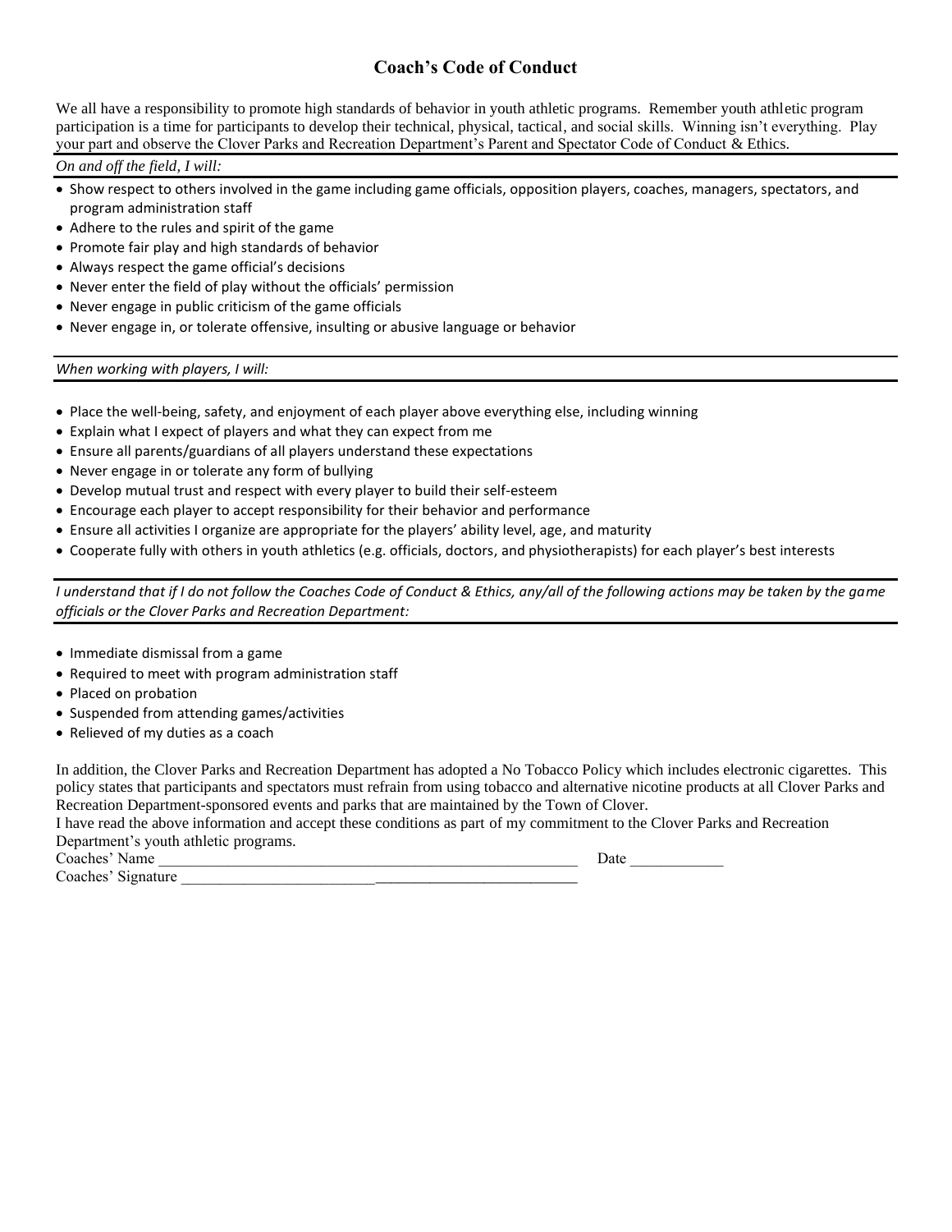# Coach's Code of Conduct

We all have a responsibility to promote high standards of behavior in youth athletic programs. Remember youth athletic program participation is a time for participants to develop their technical, physical, tactical, and social skills. Winning isn't everything. Play your part and observe the Clover Parks and Recreation Department's Parent and Spectator Code of Conduct & Ethics.

*On and off the field, I will:*

- Show respect to others involved in the game including game officials, opposition players, coaches, managers, spectators, and program administration staff
- Adhere to the rules and spirit of the game
- Promote fair play and high standards of behavior
- Always respect the game official's decisions
- Never enter the field of play without the officials' permission
- Never engage in public criticism of the game officials
- Never engage in, or tolerate offensive, insulting or abusive language or behavior

*When working with players, I will:*

- Place the well-being, safety, and enjoyment of each player above everything else, including winning
- Explain what I expect of players and what they can expect from me
- Ensure all parents/guardians of all players understand these expectations
- Never engage in or tolerate any form of bullying
- Develop mutual trust and respect with every player to build their self-esteem
- Encourage each player to accept responsibility for their behavior and performance
- Ensure all activities I organize are appropriate for the players' ability level, age, and maturity
- Cooperate fully with others in youth athletics (e.g. officials, doctors, and physiotherapists) for each player's best interests

*I understand that if I do not follow the Coaches Code of Conduct & Ethics, any/all of the following actions may be taken by the game officials or the Clover Parks and Recreation Department:*

- Immediate dismissal from a game
- Required to meet with program administration staff
- Placed on probation
- Suspended from attending games/activities
- Relieved of my duties as a coach

In addition, the Clover Parks and Recreation Department has adopted a No Tobacco Policy which includes electronic cigarettes. This policy states that participants and spectators must refrain from using tobacco and alternative nicotine products at all Clover Parks and Recreation Department-sponsored events and parks that are maintained by the Town of Clover.

I have read the above information and accept these conditions as part of my commitment to the Clover Parks and Recreation Department's youth athletic programs.

Coaches' Name ______________________________________________________ Date ____________

Coaches' Signature ___________________________________________________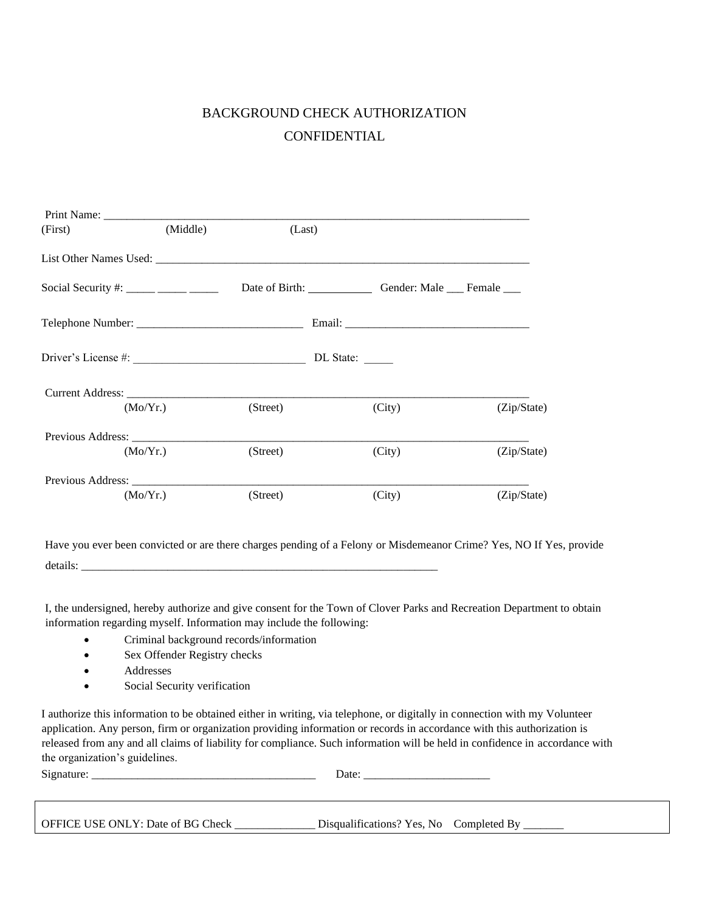# BACKGROUND CHECK AUTHORIZATION

## CONFIDENTIAL

Print Name: ___________________________________________________________________________

(First) (Middle) (Last)

List Other Names Used: _____________________________________________________________________

Social Security #: _____ _____ _____ Date of Birth: ___________ Gender: Male ___ Female ___

Telephone Number: ____________________________ Email: ________________________________

Driver's License #: _____________________________ DL State: _____

Current Address: ________________________________________________________________________

(Mo/Yr.) (Street) (City) (Zip/State)

Previous Address: ________________________________________________________________________

(Mo/Yr.) (Street) (City) (Zip/State)

Previous Address: ________________________________________________________________________

(Mo/Yr.) (Street) (City) (Zip/State)

Have you ever been convicted or are there charges pending of a Felony or Misdemeanor Crime? Yes, NO If Yes, provide details: _________________________________________________________________

I, the undersigned, hereby authorize and give consent for the Town of Clover Parks and Recreation Department to obtain information regarding myself. Information may include the following:

- Criminal background records/information
- Sex Offender Registry checks
- Addresses
- Social Security verification

I authorize this information to be obtained either in writing, via telephone, or digitally in connection with my Volunteer application. Any person, firm or organization providing information or records in accordance with this authorization is released from any and all claims of liability for compliance. Such information will be held in confidence in accordance with the organization's guidelines.

Signature: ________________________________________ Date: ______________________

OFFICE USE ONLY: Date of BG Check ______________ Disqualifications? Yes, No Completed By _______